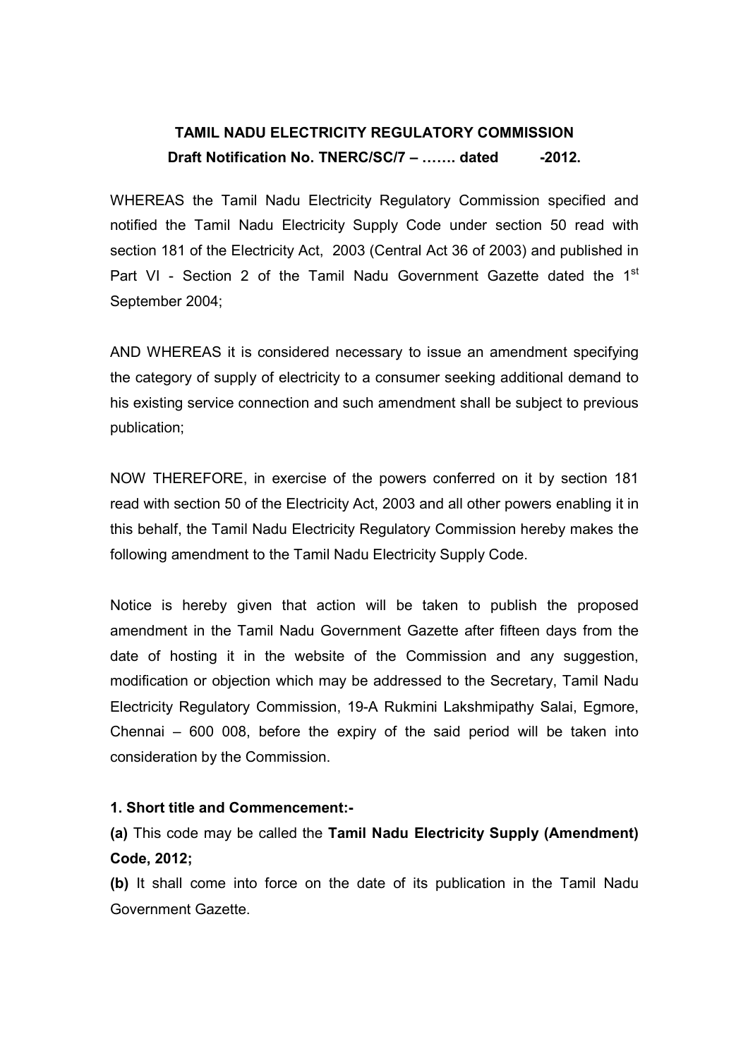**TAMIL NADU ELECTRICITY REGULATORY COMMISSION**

**Draft Notification No. TNERC/SC/7 – ……. dated -2012.**

WHEREAS the Tamil Nadu Electricity Regulatory Commission specified and notified the Tamil Nadu Electricity Supply Code under section 50 read with section 181 of the Electricity Act, 2003 (Central Act 36 of 2003) and published in Part VI - Section 2 of the Tamil Nadu Government Gazette dated the 1st September 2004;

AND WHEREAS it is considered necessary to issue an amendment specifying the category of supply of electricity to a consumer seeking additional demand to his existing service connection and such amendment shall be subject to previous publication;

NOW THEREFORE, in exercise of the powers conferred on it by section 181 read with section 50 of the Electricity Act, 2003 and all other powers enabling it in this behalf, the Tamil Nadu Electricity Regulatory Commission hereby makes the following amendment to the Tamil Nadu Electricity Supply Code.

Notice is hereby given that action will be taken to publish the proposed amendment in the Tamil Nadu Government Gazette after fifteen days from the date of hosting it in the website of the Commission and any suggestion, modification or objection which may be addressed to the Secretary, Tamil Nadu Electricity Regulatory Commission, 19-A Rukmini Lakshmipathy Salai, Egmore, Chennai – 600 008, before the expiry of the said period will be taken into consideration by the Commission.

**1. Short title and Commencement:-**

**(a)** This code may be called the **Tamil Nadu Electricity Supply (Amendment) Code, 2012;**

**(b)** It shall come into force on the date of its publication in the Tamil Nadu Government Gazette.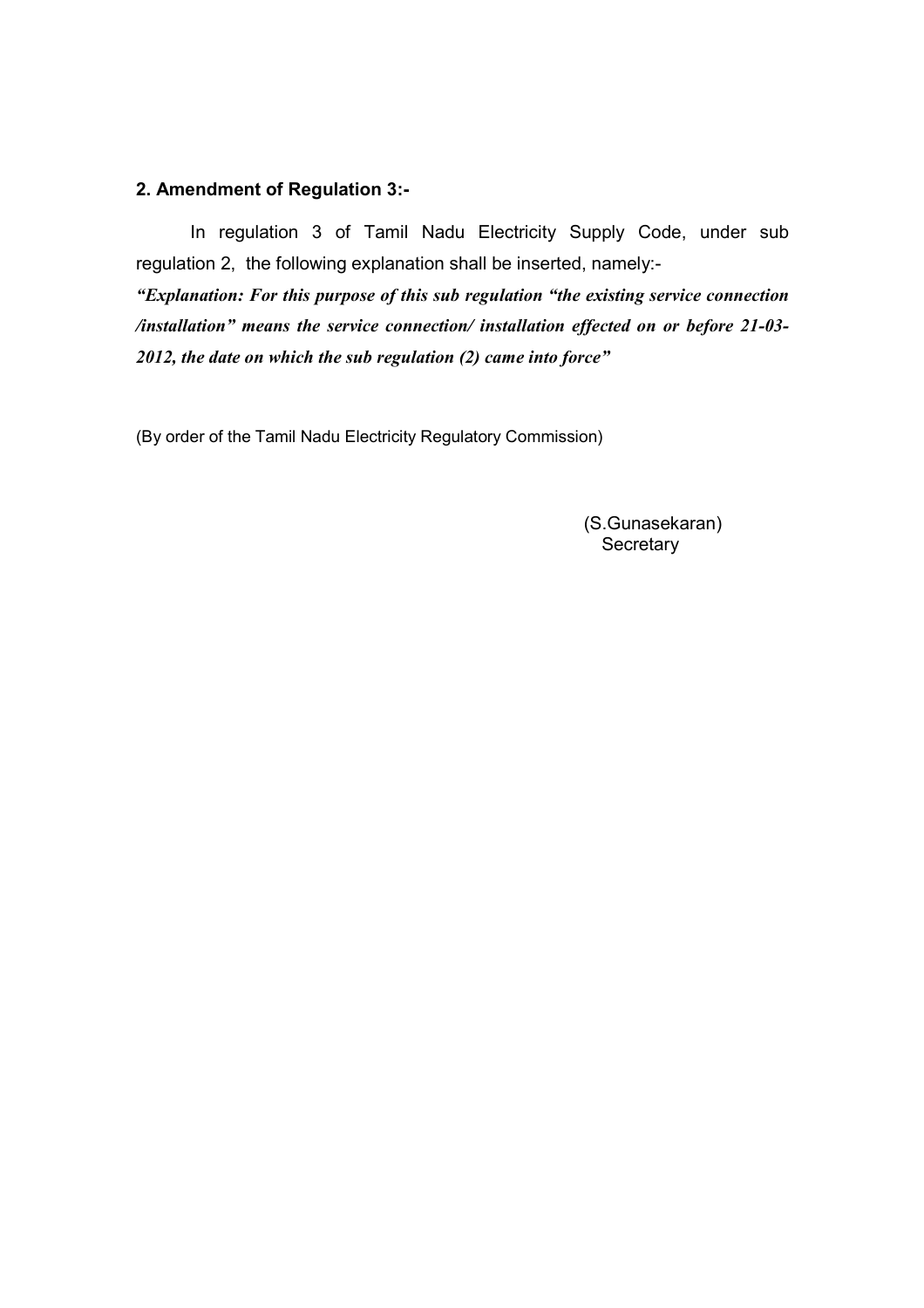**2. Amendment of Regulation 3:-**

In regulation 3 of Tamil Nadu Electricity Supply Code, under sub regulation 2, the following explanation shall be inserted, namely:-

***"Explanation: For this purpose of this sub regulation "the existing service connection /installation" means the service connection/ installation effected on or before 21-03-2012, the date on which the sub regulation (2) came into force"***

(By order of the Tamil Nadu Electricity Regulatory Commission)

(S.Gunasekaran)
Secretary